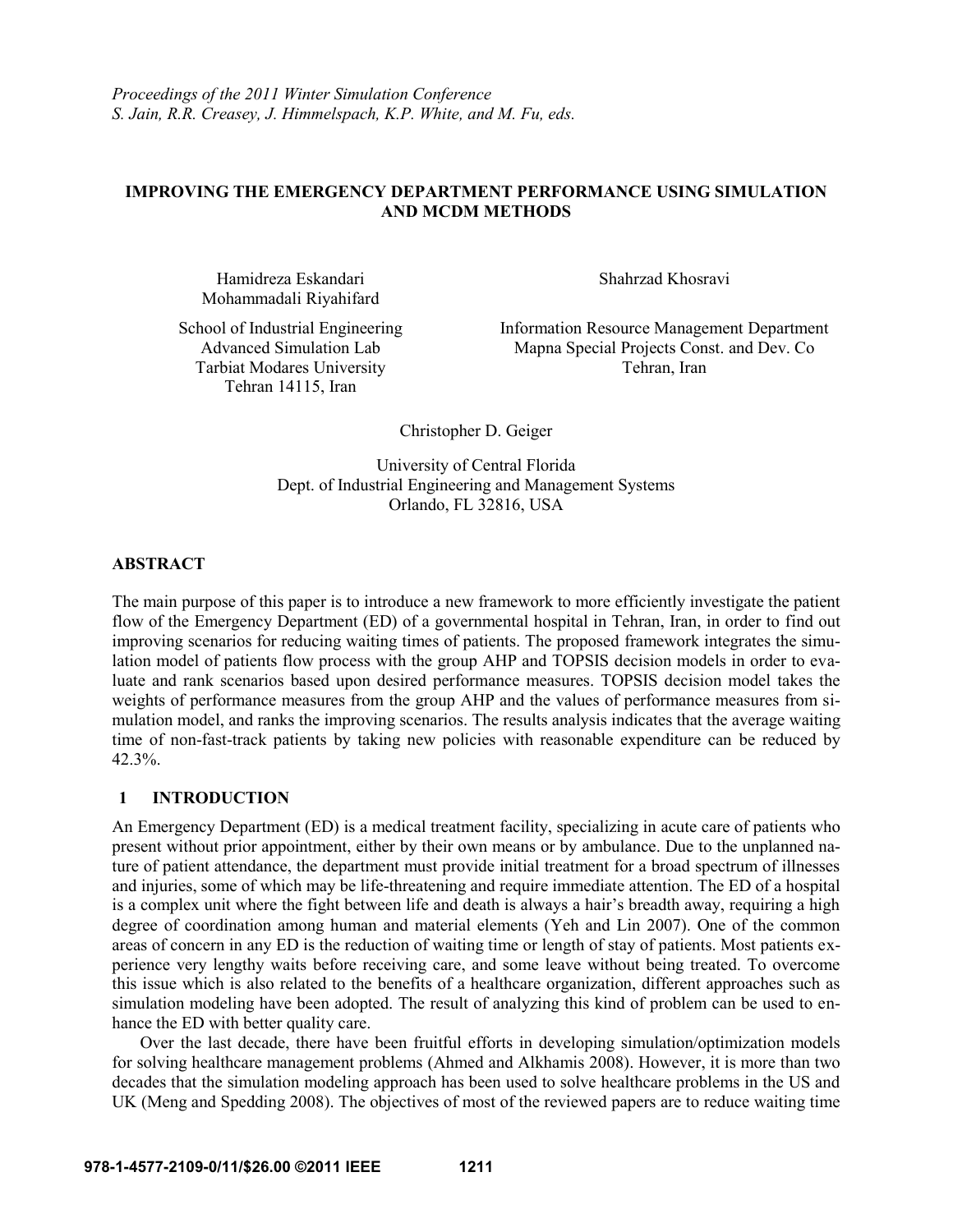*Proceedings of the 2011 Winter Simulation Conference*
*S. Jain, R.R. Creasey, J. Himmelspach, K.P. White, and M. Fu, eds.*

# IMPROVING THE EMERGENCY DEPARTMENT PERFORMANCE USING SIMULATION AND MCDM METHODS

Hamidreza Eskandari
Mohammadali Riyahifard

School of Industrial Engineering
Advanced Simulation Lab
Tarbiat Modares University
Tehran 14115, Iran

Shahrzad Khosravi

Information Resource Management Department
Mapna Special Projects Const. and Dev. Co
Tehran, Iran

Christopher D. Geiger

University of Central Florida
Dept. of Industrial Engineering and Management Systems
Orlando, FL 32816, USA

## ABSTRACT

The main purpose of this paper is to introduce a new framework to more efficiently investigate the patient flow of the Emergency Department (ED) of a governmental hospital in Tehran, Iran, in order to find out improving scenarios for reducing waiting times of patients. The proposed framework integrates the simulation model of patients flow process with the group AHP and TOPSIS decision models in order to evaluate and rank scenarios based upon desired performance measures. TOPSIS decision model takes the weights of performance measures from the group AHP and the values of performance measures from simulation model, and ranks the improving scenarios. The results analysis indicates that the average waiting time of non-fast-track patients by taking new policies with reasonable expenditure can be reduced by 42.3%.

## 1 INTRODUCTION

An Emergency Department (ED) is a medical treatment facility, specializing in acute care of patients who present without prior appointment, either by their own means or by ambulance. Due to the unplanned nature of patient attendance, the department must provide initial treatment for a broad spectrum of illnesses and injuries, some of which may be life-threatening and require immediate attention. The ED of a hospital is a complex unit where the fight between life and death is always a hair's breadth away, requiring a high degree of coordination among human and material elements (Yeh and Lin 2007). One of the common areas of concern in any ED is the reduction of waiting time or length of stay of patients. Most patients experience very lengthy waits before receiving care, and some leave without being treated. To overcome this issue which is also related to the benefits of a healthcare organization, different approaches such as simulation modeling have been adopted. The result of analyzing this kind of problem can be used to enhance the ED with better quality care.

Over the last decade, there have been fruitful efforts in developing simulation/optimization models for solving healthcare management problems (Ahmed and Alkhamis 2008). However, it is more than two decades that the simulation modeling approach has been used to solve healthcare problems in the US and UK (Meng and Spedding 2008). The objectives of most of the reviewed papers are to reduce waiting time

978-1-4577-2109-0/11/$26.00 ©2011 IEEE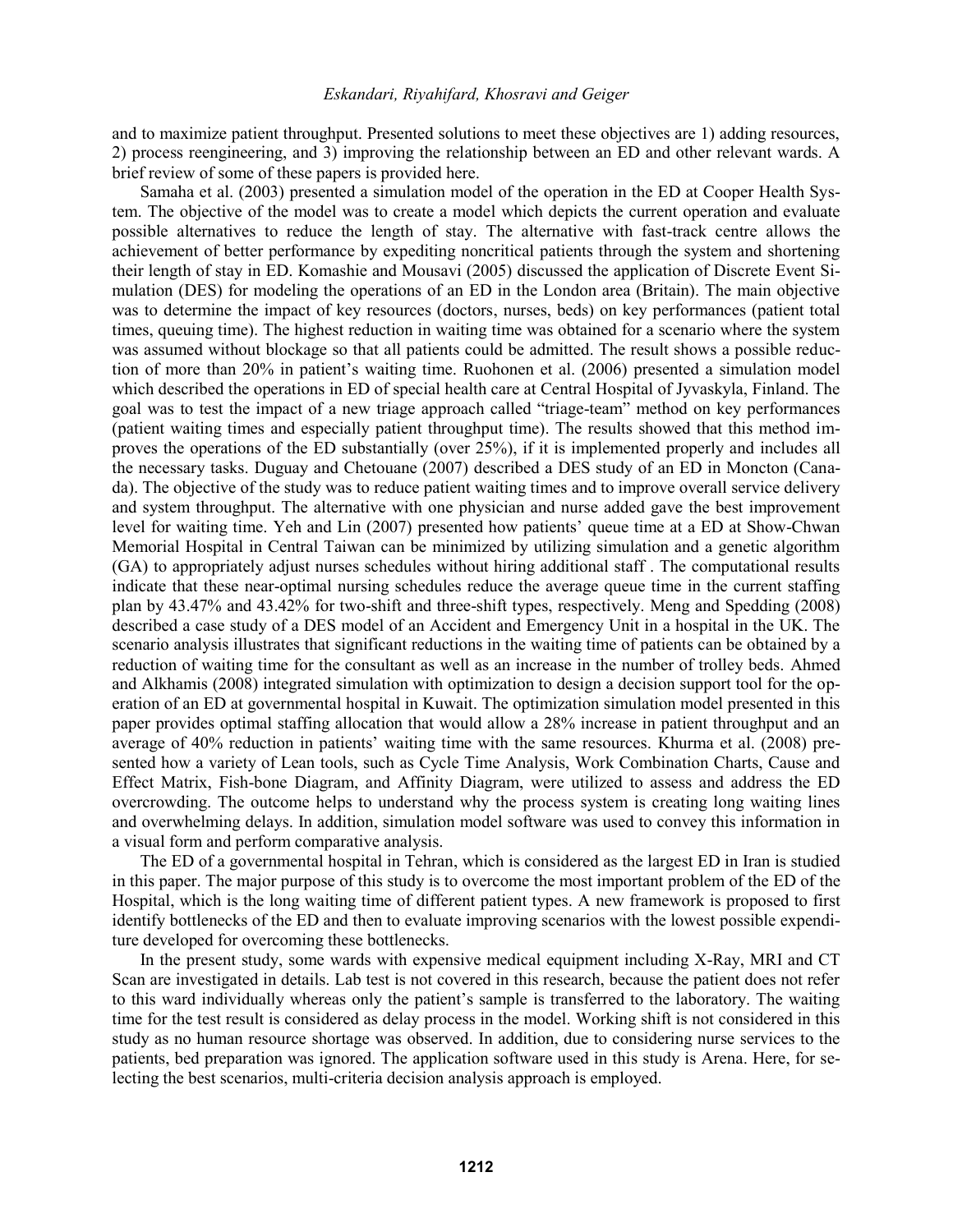and to maximize patient throughput. Presented solutions to meet these objectives are 1) adding resources, 2) process reengineering, and 3) improving the relationship between an ED and other relevant wards. A brief review of some of these papers is provided here.

Samaha et al. (2003) presented a simulation model of the operation in the ED at Cooper Health System. The objective of the model was to create a model which depicts the current operation and evaluate possible alternatives to reduce the length of stay. The alternative with fast-track centre allows the achievement of better performance by expediting noncritical patients through the system and shortening their length of stay in ED. Komashie and Mousavi (2005) discussed the application of Discrete Event Simulation (DES) for modeling the operations of an ED in the London area (Britain). The main objective was to determine the impact of key resources (doctors, nurses, beds) on key performances (patient total times, queuing time). The highest reduction in waiting time was obtained for a scenario where the system was assumed without blockage so that all patients could be admitted. The result shows a possible reduction of more than 20% in patient's waiting time. Ruohonen et al. (2006) presented a simulation model which described the operations in ED of special health care at Central Hospital of Jyvaskyla, Finland. The goal was to test the impact of a new triage approach called "triage-team" method on key performances (patient waiting times and especially patient throughput time). The results showed that this method improves the operations of the ED substantially (over 25%), if it is implemented properly and includes all the necessary tasks. Duguay and Chetouane (2007) described a DES study of an ED in Moncton (Canada). The objective of the study was to reduce patient waiting times and to improve overall service delivery and system throughput. The alternative with one physician and nurse added gave the best improvement level for waiting time. Yeh and Lin (2007) presented how patients' queue time at a ED at Show-Chwan Memorial Hospital in Central Taiwan can be minimized by utilizing simulation and a genetic algorithm (GA) to appropriately adjust nurses schedules without hiring additional staff . The computational results indicate that these near-optimal nursing schedules reduce the average queue time in the current staffing plan by 43.47% and 43.42% for two-shift and three-shift types, respectively. Meng and Spedding (2008) described a case study of a DES model of an Accident and Emergency Unit in a hospital in the UK. The scenario analysis illustrates that significant reductions in the waiting time of patients can be obtained by a reduction of waiting time for the consultant as well as an increase in the number of trolley beds. Ahmed and Alkhamis (2008) integrated simulation with optimization to design a decision support tool for the operation of an ED at governmental hospital in Kuwait. The optimization simulation model presented in this paper provides optimal staffing allocation that would allow a 28% increase in patient throughput and an average of 40% reduction in patients' waiting time with the same resources. Khurma et al. (2008) presented how a variety of Lean tools, such as Cycle Time Analysis, Work Combination Charts, Cause and Effect Matrix, Fish-bone Diagram, and Affinity Diagram, were utilized to assess and address the ED overcrowding. The outcome helps to understand why the process system is creating long waiting lines and overwhelming delays. In addition, simulation model software was used to convey this information in a visual form and perform comparative analysis.

The ED of a governmental hospital in Tehran, which is considered as the largest ED in Iran is studied in this paper. The major purpose of this study is to overcome the most important problem of the ED of the Hospital, which is the long waiting time of different patient types. A new framework is proposed to first identify bottlenecks of the ED and then to evaluate improving scenarios with the lowest possible expenditure developed for overcoming these bottlenecks.

In the present study, some wards with expensive medical equipment including X-Ray, MRI and CT Scan are investigated in details. Lab test is not covered in this research, because the patient does not refer to this ward individually whereas only the patient's sample is transferred to the laboratory. The waiting time for the test result is considered as delay process in the model. Working shift is not considered in this study as no human resource shortage was observed. In addition, due to considering nurse services to the patients, bed preparation was ignored. The application software used in this study is Arena. Here, for selecting the best scenarios, multi-criteria decision analysis approach is employed.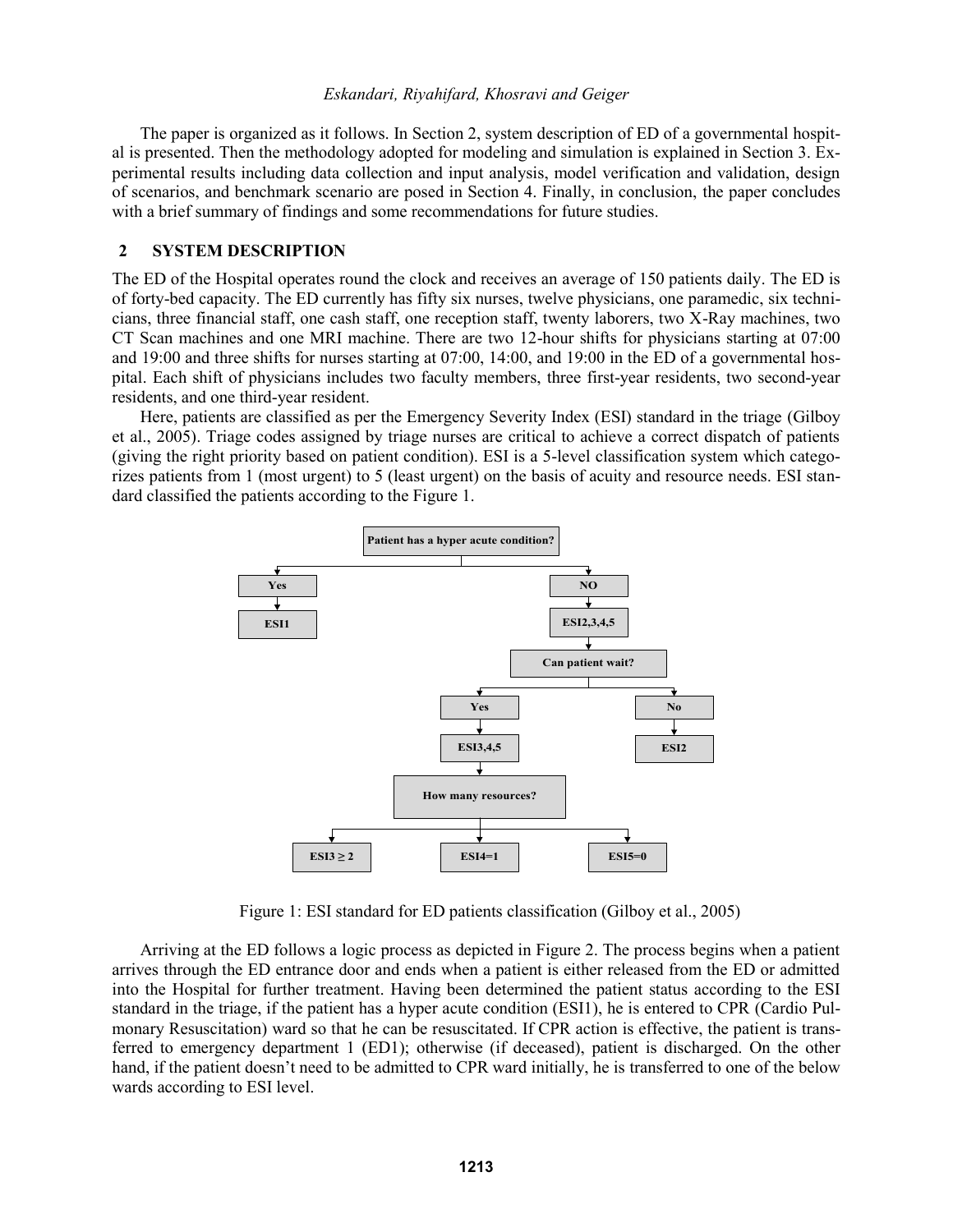The paper is organized as it follows. In Section 2, system description of ED of a governmental hospital is presented. Then the methodology adopted for modeling and simulation is explained in Section 3. Experimental results including data collection and input analysis, model verification and validation, design of scenarios, and benchmark scenario are posed in Section 4. Finally, in conclusion, the paper concludes with a brief summary of findings and some recommendations for future studies.

## 2 SYSTEM DESCRIPTION

The ED of the Hospital operates round the clock and receives an average of 150 patients daily. The ED is of forty-bed capacity. The ED currently has fifty six nurses, twelve physicians, one paramedic, six technicians, three financial staff, one cash staff, one reception staff, twenty laborers, two X-Ray machines, two CT Scan machines and one MRI machine. There are two 12-hour shifts for physicians starting at 07:00 and 19:00 and three shifts for nurses starting at 07:00, 14:00, and 19:00 in the ED of a governmental hospital. Each shift of physicians includes two faculty members, three first-year residents, two second-year residents, and one third-year resident.

Here, patients are classified as per the Emergency Severity Index (ESI) standard in the triage (Gilboy et al., 2005). Triage codes assigned by triage nurses are critical to achieve a correct dispatch of patients (giving the right priority based on patient condition). ESI is a 5-level classification system which categorizes patients from 1 (most urgent) to 5 (least urgent) on the basis of acuity and resource needs. ESI standard classified the patients according to the Figure 1.

Patient has a hyper acute condition?

Yes → ESI1

NO → ESI2,3,4,5 → Can patient wait?

Yes → ESI3,4,5 → How many resources? → ESI3 ≥ 2 | ESI4=1 | ESI5=0

No → ESI2

Figure 1: ESI standard for ED patients classification (Gilboy et al., 2005)

Arriving at the ED follows a logic process as depicted in Figure 2. The process begins when a patient arrives through the ED entrance door and ends when a patient is either released from the ED or admitted into the Hospital for further treatment. Having been determined the patient status according to the ESI standard in the triage, if the patient has a hyper acute condition (ESI1), he is entered to CPR (Cardio Pulmonary Resuscitation) ward so that he can be resuscitated. If CPR action is effective, the patient is transferred to emergency department 1 (ED1); otherwise (if deceased), patient is discharged. On the other hand, if the patient doesn't need to be admitted to CPR ward initially, he is transferred to one of the below wards according to ESI level.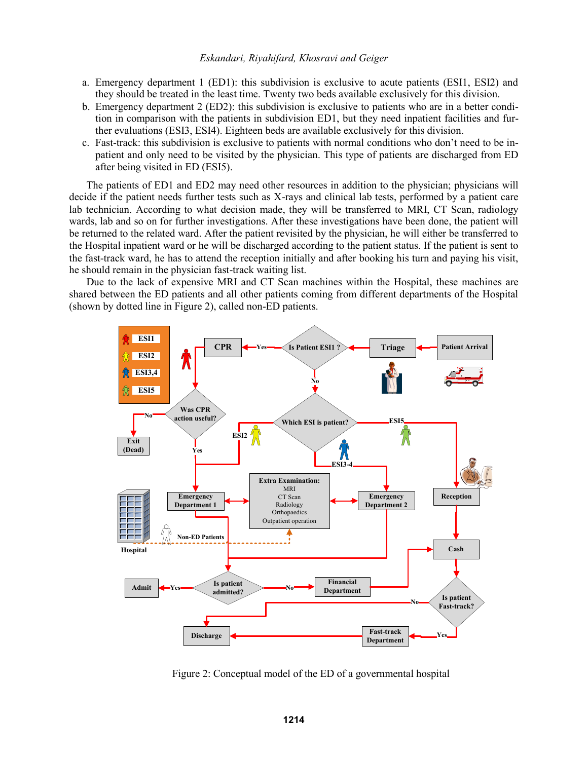a. Emergency department 1 (ED1): this subdivision is exclusive to acute patients (ESI1, ESI2) and they should be treated in the least time. Twenty two beds available exclusively for this division.
b. Emergency department 2 (ED2): this subdivision is exclusive to patients who are in a better condition in comparison with the patients in subdivision ED1, but they need inpatient facilities and further evaluations (ESI3, ESI4). Eighteen beds are available exclusively for this division.
c. Fast-track: this subdivision is exclusive to patients with normal conditions who don't need to be inpatient and only need to be visited by the physician. This type of patients are discharged from ED after being visited in ED (ESI5).

The patients of ED1 and ED2 may need other resources in addition to the physician; physicians will decide if the patient needs further tests such as X-rays and clinical lab tests, performed by a patient care lab technician. According to what decision made, they will be transferred to MRI, CT Scan, radiology wards, lab and so on for further investigations. After these investigations have been done, the patient will be returned to the related ward. After the patient revisited by the physician, he will either be transferred to the Hospital inpatient ward or he will be discharged according to the patient status. If the patient is sent to the fast-track ward, he has to attend the reception initially and after booking his turn and paying his visit, he should remain in the physician fast-track waiting list.

Due to the lack of expensive MRI and CT Scan machines within the Hospital, these machines are shared between the ED patients and all other patients coming from different departments of the Hospital (shown by dotted line in Figure 2), called non-ED patients.

Figure 2: Conceptual model of the ED of a governmental hospital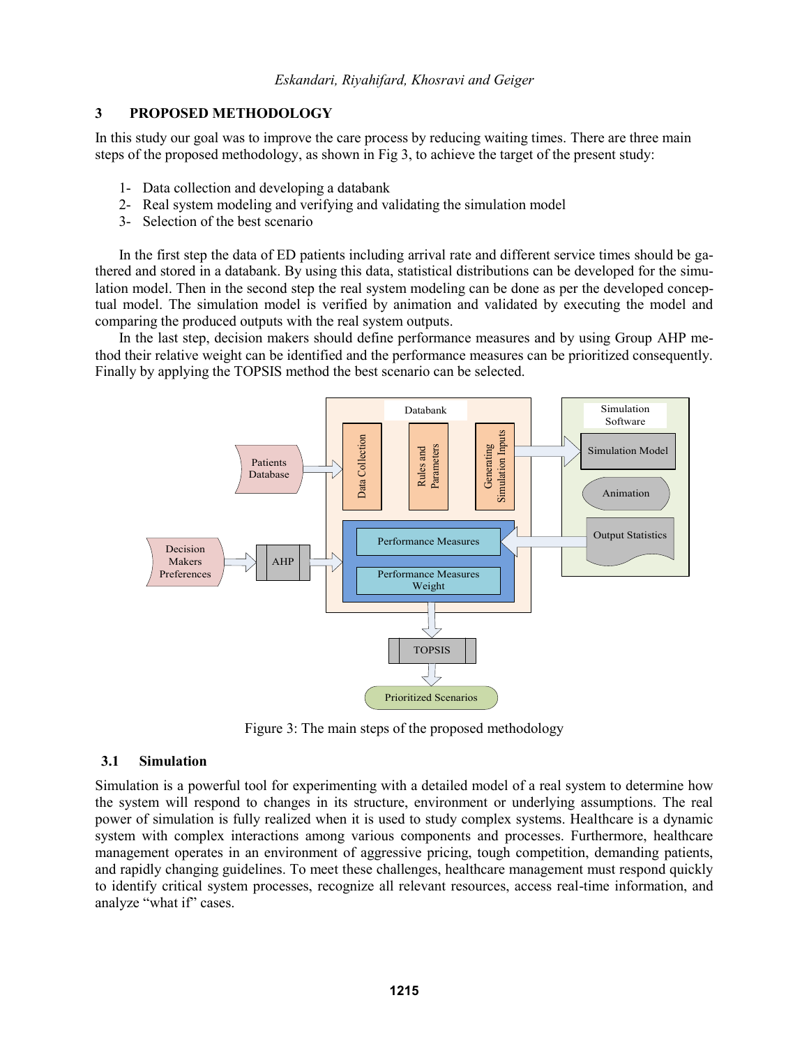## 3 PROPOSED METHODOLOGY

In this study our goal was to improve the care process by reducing waiting times. There are three main steps of the proposed methodology, as shown in Fig 3, to achieve the target of the present study:

1- Data collection and developing a databank
2- Real system modeling and verifying and validating the simulation model
3- Selection of the best scenario

In the first step the data of ED patients including arrival rate and different service times should be gathered and stored in a databank. By using this data, statistical distributions can be developed for the simulation model. Then in the second step the real system modeling can be done as per the developed conceptual model. The simulation model is verified by animation and validated by executing the model and comparing the produced outputs with the real system outputs.

In the last step, decision makers should define performance measures and by using Group AHP method their relative weight can be identified and the performance measures can be prioritized consequently. Finally by applying the TOPSIS method the best scenario can be selected.

Figure 3: The main steps of the proposed methodology

### 3.1 Simulation

Simulation is a powerful tool for experimenting with a detailed model of a real system to determine how the system will respond to changes in its structure, environment or underlying assumptions. The real power of simulation is fully realized when it is used to study complex systems. Healthcare is a dynamic system with complex interactions among various components and processes. Furthermore, healthcare management operates in an environment of aggressive pricing, tough competition, demanding patients, and rapidly changing guidelines. To meet these challenges, healthcare management must respond quickly to identify critical system processes, recognize all relevant resources, access real-time information, and analyze "what if" cases.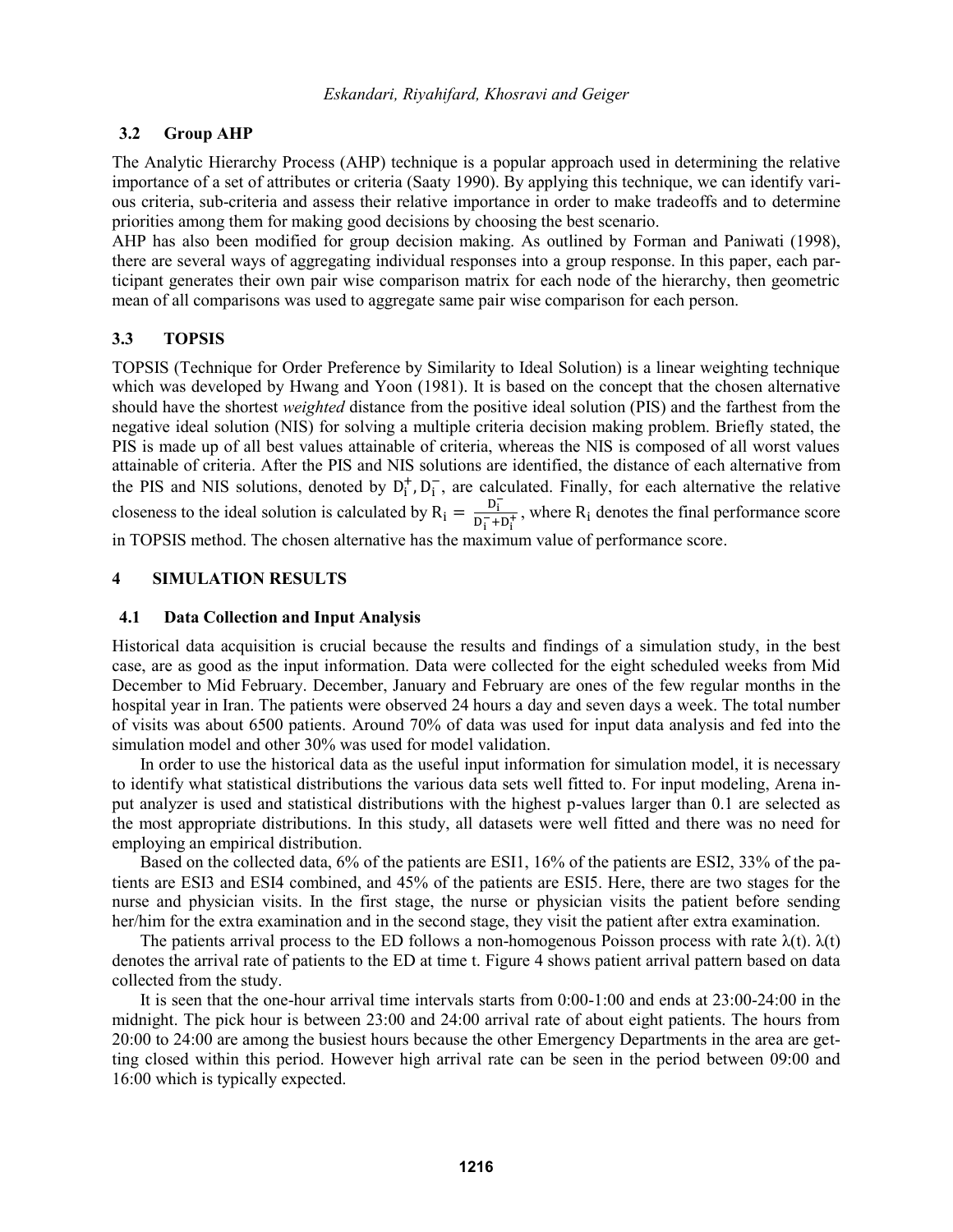### 3.2 Group AHP

The Analytic Hierarchy Process (AHP) technique is a popular approach used in determining the relative importance of a set of attributes or criteria (Saaty 1990). By applying this technique, we can identify various criteria, sub-criteria and assess their relative importance in order to make tradeoffs and to determine priorities among them for making good decisions by choosing the best scenario.

AHP has also been modified for group decision making. As outlined by Forman and Paniwati (1998), there are several ways of aggregating individual responses into a group response. In this paper, each participant generates their own pair wise comparison matrix for each node of the hierarchy, then geometric mean of all comparisons was used to aggregate same pair wise comparison for each person.

### 3.3 TOPSIS

TOPSIS (Technique for Order Preference by Similarity to Ideal Solution) is a linear weighting technique which was developed by Hwang and Yoon (1981). It is based on the concept that the chosen alternative should have the shortest *weighted* distance from the positive ideal solution (PIS) and the farthest from the negative ideal solution (NIS) for solving a multiple criteria decision making problem. Briefly stated, the PIS is made up of all best values attainable of criteria, whereas the NIS is composed of all worst values attainable of criteria. After the PIS and NIS solutions are identified, the distance of each alternative from the PIS and NIS solutions, denoted by $D_i^+, D_i^-$, are calculated. Finally, for each alternative the relative closeness to the ideal solution is calculated by $R_i = \frac{D_i^-}{D_i^- + D_i^+}$, where $R_i$ denotes the final performance score in TOPSIS method. The chosen alternative has the maximum value of performance score.

## 4 SIMULATION RESULTS

### 4.1 Data Collection and Input Analysis

Historical data acquisition is crucial because the results and findings of a simulation study, in the best case, are as good as the input information. Data were collected for the eight scheduled weeks from Mid December to Mid February. December, January and February are ones of the few regular months in the hospital year in Iran. The patients were observed 24 hours a day and seven days a week. The total number of visits was about 6500 patients. Around 70% of data was used for input data analysis and fed into the simulation model and other 30% was used for model validation.

In order to use the historical data as the useful input information for simulation model, it is necessary to identify what statistical distributions the various data sets well fitted to. For input modeling, Arena input analyzer is used and statistical distributions with the highest p-values larger than 0.1 are selected as the most appropriate distributions. In this study, all datasets were well fitted and there was no need for employing an empirical distribution.

Based on the collected data, 6% of the patients are ESI1, 16% of the patients are ESI2, 33% of the patients are ESI3 and ESI4 combined, and 45% of the patients are ESI5. Here, there are two stages for the nurse and physician visits. In the first stage, the nurse or physician visits the patient before sending her/him for the extra examination and in the second stage, they visit the patient after extra examination.

The patients arrival process to the ED follows a non-homogenous Poisson process with rate $\lambda(t)$. $\lambda(t)$ denotes the arrival rate of patients to the ED at time t. Figure 4 shows patient arrival pattern based on data collected from the study.

It is seen that the one-hour arrival time intervals starts from 0:00-1:00 and ends at 23:00-24:00 in the midnight. The pick hour is between 23:00 and 24:00 arrival rate of about eight patients. The hours from 20:00 to 24:00 are among the busiest hours because the other Emergency Departments in the area are getting closed within this period. However high arrival rate can be seen in the period between 09:00 and 16:00 which is typically expected.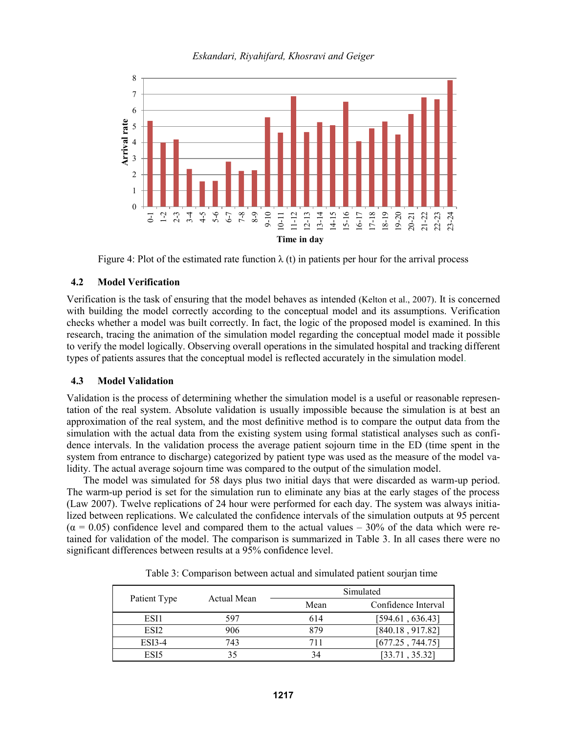Figure 4: Plot of the estimated rate function λ (t) in patients per hour for the arrival process

### 4.2 Model Verification

Verification is the task of ensuring that the model behaves as intended (Kelton et al., 2007). It is concerned with building the model correctly according to the conceptual model and its assumptions. Verification checks whether a model was built correctly. In fact, the logic of the proposed model is examined. In this research, tracing the animation of the simulation model regarding the conceptual model made it possible to verify the model logically. Observing overall operations in the simulated hospital and tracking different types of patients assures that the conceptual model is reflected accurately in the simulation model.

### 4.3 Model Validation

Validation is the process of determining whether the simulation model is a useful or reasonable representation of the real system. Absolute validation is usually impossible because the simulation is at best an approximation of the real system, and the most definitive method is to compare the output data from the simulation with the actual data from the existing system using formal statistical analyses such as confidence intervals. In the validation process the average patient sojourn time in the ED (time spent in the system from entrance to discharge) categorized by patient type was used as the measure of the model validity. The actual average sojourn time was compared to the output of the simulation model.

The model was simulated for 58 days plus two initial days that were discarded as warm-up period. The warm-up period is set for the simulation run to eliminate any bias at the early stages of the process (Law 2007). Twelve replications of 24 hour were performed for each day. The system was always initialized between replications. We calculated the confidence intervals of the simulation outputs at 95 percent ($\alpha = 0.05$) confidence level and compared them to the actual values – 30% of the data which were retained for validation of the model. The comparison is summarized in Table 3. In all cases there were no significant differences between results at a 95% confidence level.

Table 3: Comparison between actual and simulated patient sourjan time

| Patient Type | Actual Mean | Simulated | |
|---|---|---|---|
| | | Mean | Confidence Interval |
| ESI1 | 597 | 614 | [594.61 , 636.43] |
| ESI2 | 906 | 879 | [840.18 , 917.82] |
| ESI3-4 | 743 | 711 | [677.25 , 744.75] |
| ESI5 | 35 | 34 | [33.71 , 35.32] |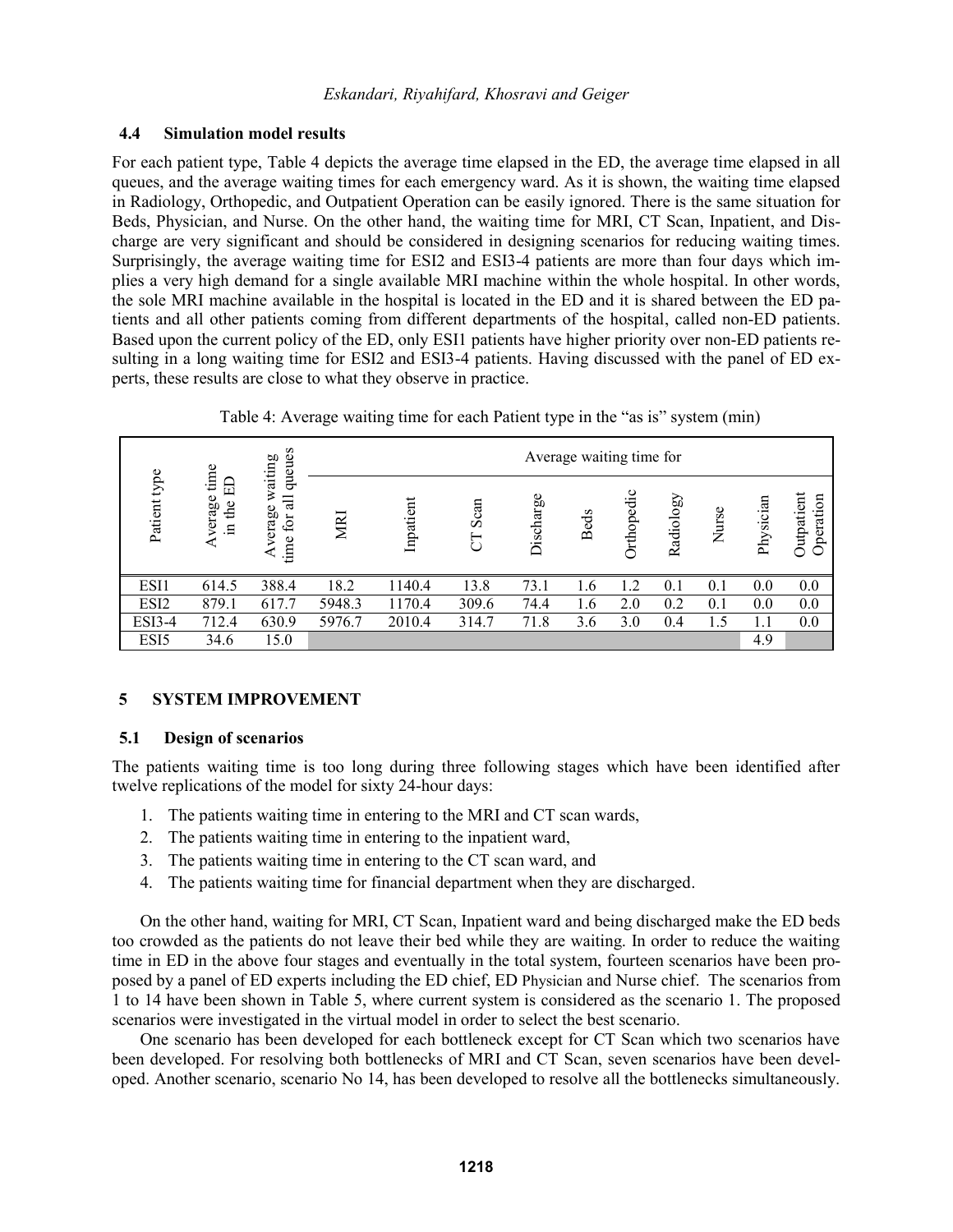## 4.4 Simulation model results

For each patient type, Table 4 depicts the average time elapsed in the ED, the average time elapsed in all queues, and the average waiting times for each emergency ward. As it is shown, the waiting time elapsed in Radiology, Orthopedic, and Outpatient Operation can be easily ignored. There is the same situation for Beds, Physician, and Nurse. On the other hand, the waiting time for MRI, CT Scan, Inpatient, and Discharge are very significant and should be considered in designing scenarios for reducing waiting times. Surprisingly, the average waiting time for ESI2 and ESI3-4 patients are more than four days which implies a very high demand for a single available MRI machine within the whole hospital. In other words, the sole MRI machine available in the hospital is located in the ED and it is shared between the ED patients and all other patients coming from different departments of the hospital, called non-ED patients. Based upon the current policy of the ED, only ESI1 patients have higher priority over non-ED patients resulting in a long waiting time for ESI2 and ESI3-4 patients. Having discussed with the panel of ED experts, these results are close to what they observe in practice.

Table 4: Average waiting time for each Patient type in the "as is" system (min)

| Patient type | Average time in the ED | Average waiting time for all queues | Average waiting time for | | | | | | | | | |
|---|---|---|---|---|---|---|---|---|---|---|---|---|
| | | | MRI | Inpatient | CT Scan | Discharge | Beds | Orthopedic | Radiology | Nurse | Physician | Outpatient Operation |
| ESI1 | 614.5 | 388.4 | 18.2 | 1140.4 | 13.8 | 73.1 | 1.6 | 1.2 | 0.1 | 0.1 | 0.0 | 0.0 |
| ESI2 | 879.1 | 617.7 | 5948.3 | 1170.4 | 309.6 | 74.4 | 1.6 | 2.0 | 0.2 | 0.1 | 0.0 | 0.0 |
| ESI3-4 | 712.4 | 630.9 | 5976.7 | 2010.4 | 314.7 | 71.8 | 3.6 | 3.0 | 0.4 | 1.5 | 1.1 | 0.0 |
| ESI5 | 34.6 | 15.0 | | | | | | | | | 4.9 | |

# 5 SYSTEM IMPROVEMENT

## 5.1 Design of scenarios

The patients waiting time is too long during three following stages which have been identified after twelve replications of the model for sixty 24-hour days:

1. The patients waiting time in entering to the MRI and CT scan wards,
2. The patients waiting time in entering to the inpatient ward,
3. The patients waiting time in entering to the CT scan ward, and
4. The patients waiting time for financial department when they are discharged.

On the other hand, waiting for MRI, CT Scan, Inpatient ward and being discharged make the ED beds too crowded as the patients do not leave their bed while they are waiting. In order to reduce the waiting time in ED in the above four stages and eventually in the total system, fourteen scenarios have been proposed by a panel of ED experts including the ED chief, ED Physician and Nurse chief. The scenarios from 1 to 14 have been shown in Table 5, where current system is considered as the scenario 1. The proposed scenarios were investigated in the virtual model in order to select the best scenario.

One scenario has been developed for each bottleneck except for CT Scan which two scenarios have been developed. For resolving both bottlenecks of MRI and CT Scan, seven scenarios have been developed. Another scenario, scenario No 14, has been developed to resolve all the bottlenecks simultaneously.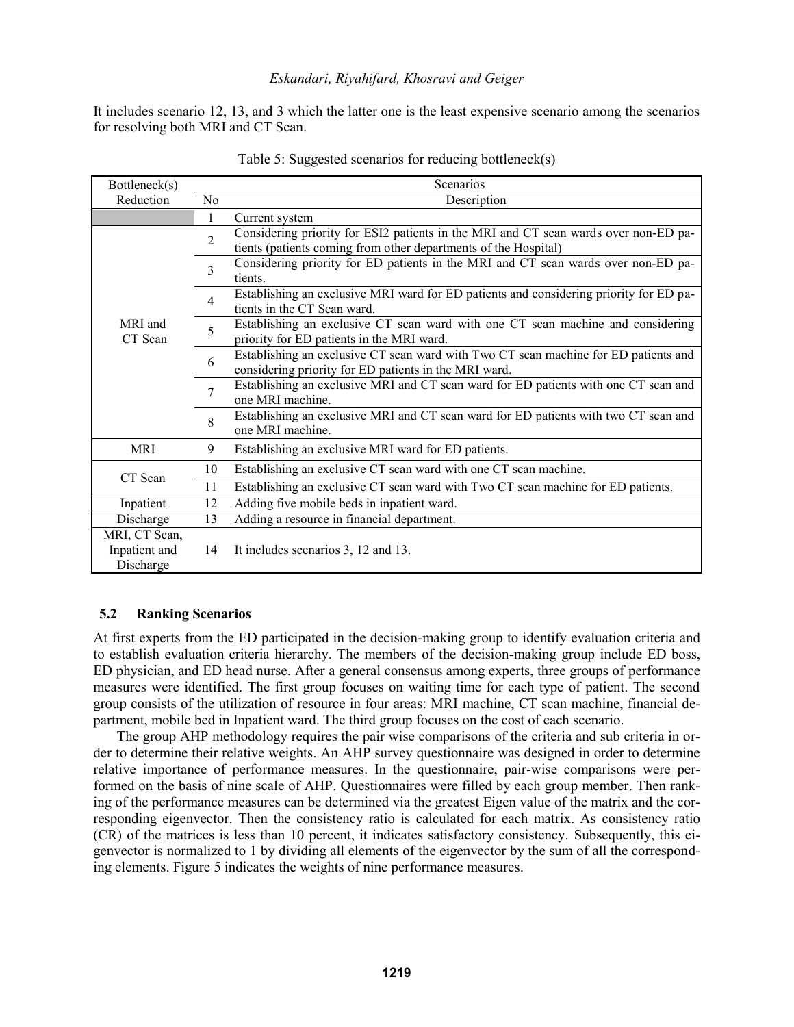It includes scenario 12, 13, and 3 which the latter one is the least expensive scenario among the scenarios for resolving both MRI and CT Scan.

Table 5: Suggested scenarios for reducing bottleneck(s)

| Bottleneck(s) | Scenarios | |
|---|---|---|
| Reduction | No | Description |
| | 1 | Current system |
| MRI and CT Scan | 2 | Considering priority for ESI2 patients in the MRI and CT scan wards over non-ED patients (patients coming from other departments of the Hospital) |
| | 3 | Considering priority for ED patients in the MRI and CT scan wards over non-ED patients. |
| | 4 | Establishing an exclusive MRI ward for ED patients and considering priority for ED patients in the CT Scan ward. |
| | 5 | Establishing an exclusive CT scan ward with one CT scan machine and considering priority for ED patients in the MRI ward. |
| | 6 | Establishing an exclusive CT scan ward with Two CT scan machine for ED patients and considering priority for ED patients in the MRI ward. |
| | 7 | Establishing an exclusive MRI and CT scan ward for ED patients with one CT scan and one MRI machine. |
| | 8 | Establishing an exclusive MRI and CT scan ward for ED patients with two CT scan and one MRI machine. |
| MRI | 9 | Establishing an exclusive MRI ward for ED patients. |
| CT Scan | 10 | Establishing an exclusive CT scan ward with one CT scan machine. |
| | 11 | Establishing an exclusive CT scan ward with Two CT scan machine for ED patients. |
| Inpatient | 12 | Adding five mobile beds in inpatient ward. |
| Discharge | 13 | Adding a resource in financial department. |
| MRI, CT Scan, Inpatient and Discharge | 14 | It includes scenarios 3, 12 and 13. |

### 5.2 Ranking Scenarios

At first experts from the ED participated in the decision-making group to identify evaluation criteria and to establish evaluation criteria hierarchy. The members of the decision-making group include ED boss, ED physician, and ED head nurse. After a general consensus among experts, three groups of performance measures were identified. The first group focuses on waiting time for each type of patient. The second group consists of the utilization of resource in four areas: MRI machine, CT scan machine, financial department, mobile bed in Inpatient ward. The third group focuses on the cost of each scenario.

The group AHP methodology requires the pair wise comparisons of the criteria and sub criteria in order to determine their relative weights. An AHP survey questionnaire was designed in order to determine relative importance of performance measures. In the questionnaire, pair-wise comparisons were performed on the basis of nine scale of AHP. Questionnaires were filled by each group member. Then ranking of the performance measures can be determined via the greatest Eigen value of the matrix and the corresponding eigenvector. Then the consistency ratio is calculated for each matrix. As consistency ratio (CR) of the matrices is less than 10 percent, it indicates satisfactory consistency. Subsequently, this eigenvector is normalized to 1 by dividing all elements of the eigenvector by the sum of all the corresponding elements. Figure 5 indicates the weights of nine performance measures.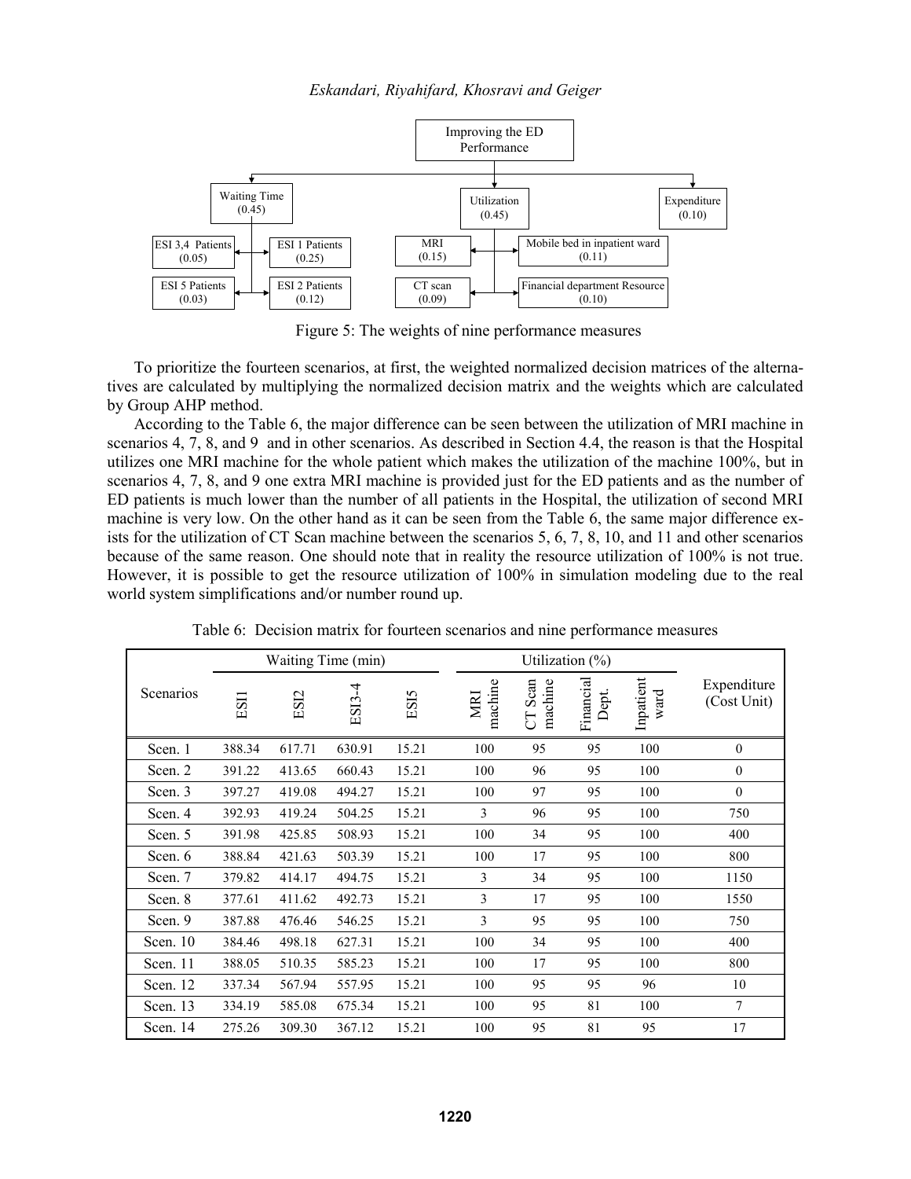- Improving the ED Performance
  - Waiting Time (0.45)
    - ESI 1 Patients (0.25)
    - ESI 2 Patients (0.12)
    - ESI 3,4 Patients (0.05)
    - ESI 5 Patients (0.03)
  - Utilization (0.45)
    - MRI (0.15)
    - CT scan (0.09)
    - Mobile bed in inpatient ward (0.11)
    - Financial department Resource (0.10)
  - Expenditure (0.10)

Figure 5: The weights of nine performance measures

To prioritize the fourteen scenarios, at first, the weighted normalized decision matrices of the alternatives are calculated by multiplying the normalized decision matrix and the weights which are calculated by Group AHP method.

According to the Table 6, the major difference can be seen between the utilization of MRI machine in scenarios 4, 7, 8, and 9 and in other scenarios. As described in Section 4.4, the reason is that the Hospital utilizes one MRI machine for the whole patient which makes the utilization of the machine 100%, but in scenarios 4, 7, 8, and 9 one extra MRI machine is provided just for the ED patients and as the number of ED patients is much lower than the number of all patients in the Hospital, the utilization of second MRI machine is very low. On the other hand as it can be seen from the Table 6, the same major difference exists for the utilization of CT Scan machine between the scenarios 5, 6, 7, 8, 10, and 11 and other scenarios because of the same reason. One should note that in reality the resource utilization of 100% is not true. However, it is possible to get the resource utilization of 100% in simulation modeling due to the real world system simplifications and/or number round up.

Table 6: Decision matrix for fourteen scenarios and nine performance measures

| Scenarios | Waiting Time (min) | | | | Utilization (%) | | | | Expenditure (Cost Unit) |
|---|---|---|---|---|---|---|---|---|---|
| | ESI1 | ESI2 | ESI3-4 | ESI5 | MRI machine | CT Scan machine | Financial Dept. | Inpatient ward | |
| Scen. 1 | 388.34 | 617.71 | 630.91 | 15.21 | 100 | 95 | 95 | 100 | 0 |
| Scen. 2 | 391.22 | 413.65 | 660.43 | 15.21 | 100 | 96 | 95 | 100 | 0 |
| Scen. 3 | 397.27 | 419.08 | 494.27 | 15.21 | 100 | 97 | 95 | 100 | 0 |
| Scen. 4 | 392.93 | 419.24 | 504.25 | 15.21 | 3 | 96 | 95 | 100 | 750 |
| Scen. 5 | 391.98 | 425.85 | 508.93 | 15.21 | 100 | 34 | 95 | 100 | 400 |
| Scen. 6 | 388.84 | 421.63 | 503.39 | 15.21 | 100 | 17 | 95 | 100 | 800 |
| Scen. 7 | 379.82 | 414.17 | 494.75 | 15.21 | 3 | 34 | 95 | 100 | 1150 |
| Scen. 8 | 377.61 | 411.62 | 492.73 | 15.21 | 3 | 17 | 95 | 100 | 1550 |
| Scen. 9 | 387.88 | 476.46 | 546.25 | 15.21 | 3 | 95 | 95 | 100 | 750 |
| Scen. 10 | 384.46 | 498.18 | 627.31 | 15.21 | 100 | 34 | 95 | 100 | 400 |
| Scen. 11 | 388.05 | 510.35 | 585.23 | 15.21 | 100 | 17 | 95 | 100 | 800 |
| Scen. 12 | 337.34 | 567.94 | 557.95 | 15.21 | 100 | 95 | 95 | 96 | 10 |
| Scen. 13 | 334.19 | 585.08 | 675.34 | 15.21 | 100 | 95 | 81 | 100 | 7 |
| Scen. 14 | 275.26 | 309.30 | 367.12 | 15.21 | 100 | 95 | 81 | 95 | 17 |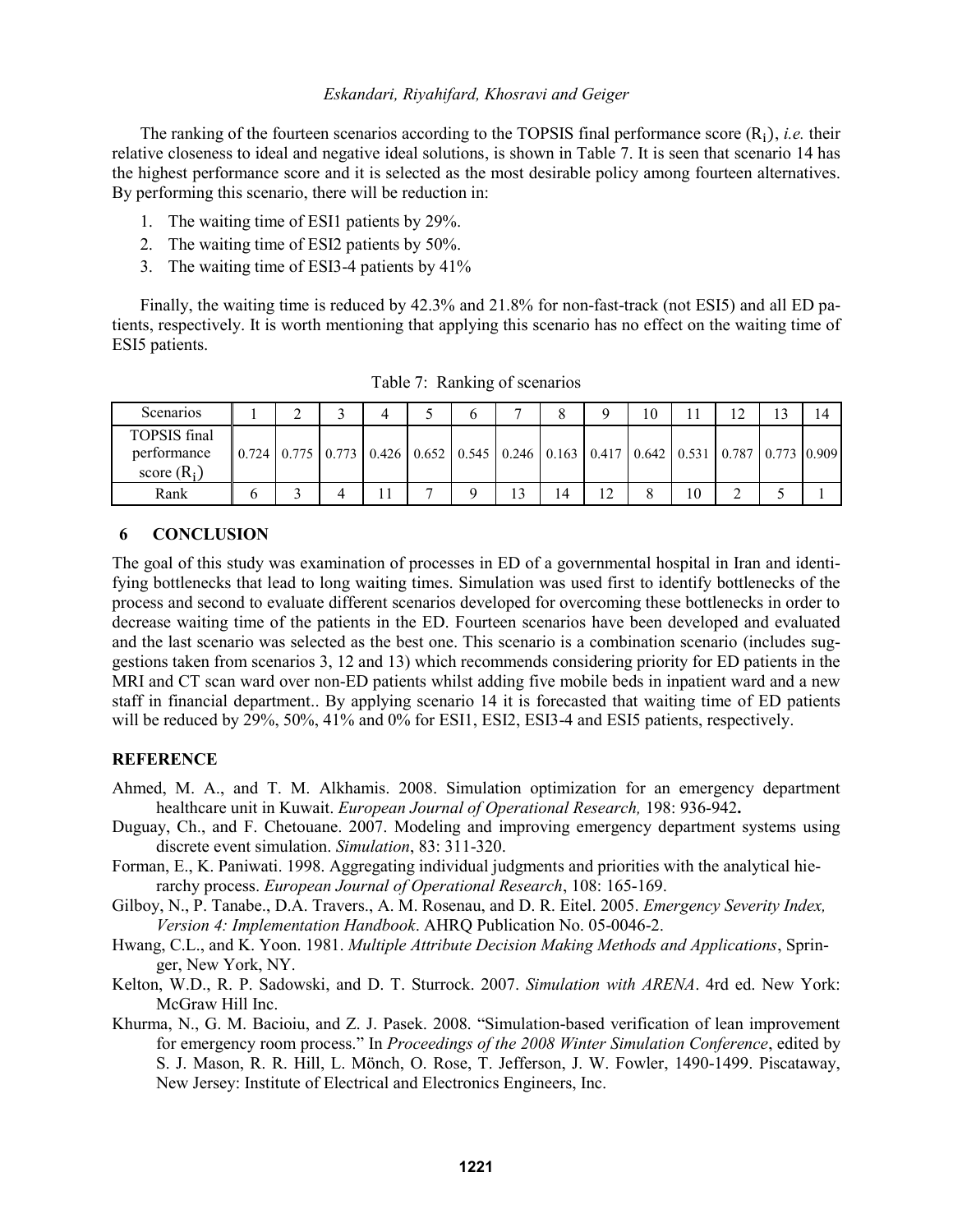The ranking of the fourteen scenarios according to the TOPSIS final performance score ($R_i$), *i.e.* their relative closeness to ideal and negative ideal solutions, is shown in Table 7. It is seen that scenario 14 has the highest performance score and it is selected as the most desirable policy among fourteen alternatives. By performing this scenario, there will be reduction in:

1. The waiting time of ESI1 patients by 29%.
2. The waiting time of ESI2 patients by 50%.
3. The waiting time of ESI3-4 patients by 41%

Finally, the waiting time is reduced by 42.3% and 21.8% for non-fast-track (not ESI5) and all ED patients, respectively. It is worth mentioning that applying this scenario has no effect on the waiting time of ESI5 patients.

Table 7: Ranking of scenarios

| Scenarios | 1 | 2 | 3 | 4 | 5 | 6 | 7 | 8 | 9 | 10 | 11 | 12 | 13 | 14 |
|---|---|---|---|---|---|---|---|---|---|---|---|---|---|---|
| TOPSIS final performance score ($R_i$) | 0.724 | 0.775 | 0.773 | 0.426 | 0.652 | 0.545 | 0.246 | 0.163 | 0.417 | 0.642 | 0.531 | 0.787 | 0.773 | 0.909 |
| Rank | 6 | 3 | 4 | 11 | 7 | 9 | 13 | 14 | 12 | 8 | 10 | 2 | 5 | 1 |

## 6 CONCLUSION

The goal of this study was examination of processes in ED of a governmental hospital in Iran and identifying bottlenecks that lead to long waiting times. Simulation was used first to identify bottlenecks of the process and second to evaluate different scenarios developed for overcoming these bottlenecks in order to decrease waiting time of the patients in the ED. Fourteen scenarios have been developed and evaluated and the last scenario was selected as the best one. This scenario is a combination scenario (includes suggestions taken from scenarios 3, 12 and 13) which recommends considering priority for ED patients in the MRI and CT scan ward over non-ED patients whilst adding five mobile beds in inpatient ward and a new staff in financial department.. By applying scenario 14 it is forecasted that waiting time of ED patients will be reduced by 29%, 50%, 41% and 0% for ESI1, ESI2, ESI3-4 and ESI5 patients, respectively.

## REFERENCE

Ahmed, M. A., and T. M. Alkhamis. 2008. Simulation optimization for an emergency department healthcare unit in Kuwait. *European Journal of Operational Research,* 198: 936-942**.**

Duguay, Ch., and F. Chetouane. 2007. Modeling and improving emergency department systems using discrete event simulation. *Simulation*, 83: 311-320.

Forman, E., K. Paniwati. 1998. Aggregating individual judgments and priorities with the analytical hierarchy process. *European Journal of Operational Research*, 108: 165-169.

Gilboy, N., P. Tanabe., D.A. Travers., A. M. Rosenau, and D. R. Eitel. 2005. *Emergency Severity Index, Version 4: Implementation Handbook*. AHRQ Publication No. 05-0046-2.

Hwang, C.L., and K. Yoon. 1981. *Multiple Attribute Decision Making Methods and Applications*, Springer, New York, NY.

Kelton, W.D., R. P. Sadowski, and D. T. Sturrock. 2007. *Simulation with ARENA*. 4rd ed. New York: McGraw Hill Inc.

Khurma, N., G. M. Bacioiu, and Z. J. Pasek. 2008. "Simulation-based verification of lean improvement for emergency room process." In *Proceedings of the 2008 Winter Simulation Conference*, edited by S. J. Mason, R. R. Hill, L. Mönch, O. Rose, T. Jefferson, J. W. Fowler, 1490-1499. Piscataway, New Jersey: Institute of Electrical and Electronics Engineers, Inc.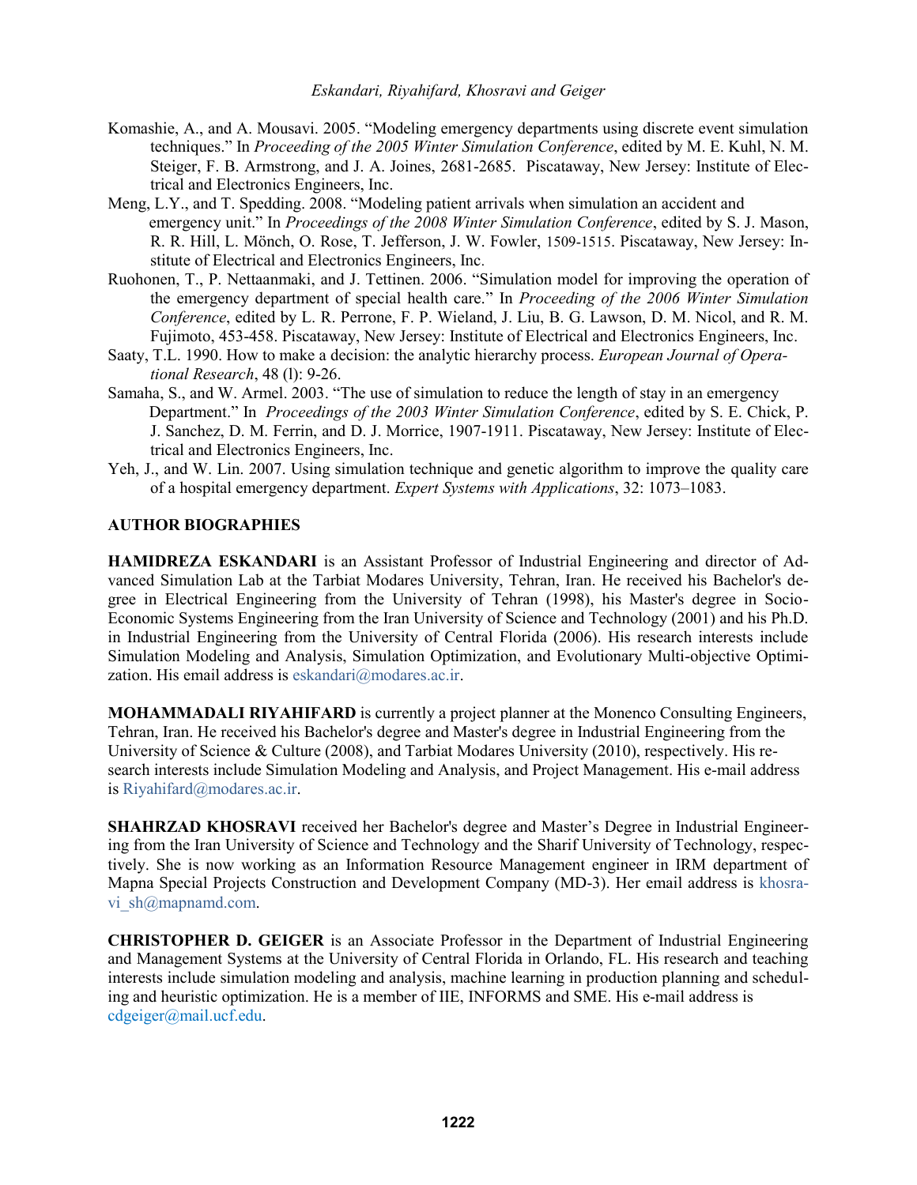Komashie, A., and A. Mousavi. 2005. "Modeling emergency departments using discrete event simulation techniques." In *Proceeding of the 2005 Winter Simulation Conference*, edited by M. E. Kuhl, N. M. Steiger, F. B. Armstrong, and J. A. Joines, 2681-2685. Piscataway, New Jersey: Institute of Electrical and Electronics Engineers, Inc.

Meng, L.Y., and T. Spedding. 2008. "Modeling patient arrivals when simulation an accident and emergency unit." In *Proceedings of the 2008 Winter Simulation Conference*, edited by S. J. Mason, R. R. Hill, L. Mönch, O. Rose, T. Jefferson, J. W. Fowler, 1509-1515. Piscataway, New Jersey: Institute of Electrical and Electronics Engineers, Inc.

Ruohonen, T., P. Nettaanmaki, and J. Tettinen. 2006. "Simulation model for improving the operation of the emergency department of special health care." In *Proceeding of the 2006 Winter Simulation Conference*, edited by L. R. Perrone, F. P. Wieland, J. Liu, B. G. Lawson, D. M. Nicol, and R. M. Fujimoto, 453-458. Piscataway, New Jersey: Institute of Electrical and Electronics Engineers, Inc.

Saaty, T.L. 1990. How to make a decision: the analytic hierarchy process. *European Journal of Operational Research*, 48 (l): 9-26.

Samaha, S., and W. Armel. 2003. "The use of simulation to reduce the length of stay in an emergency Department." In *Proceedings of the 2003 Winter Simulation Conference*, edited by S. E. Chick, P. J. Sanchez, D. M. Ferrin, and D. J. Morrice, 1907-1911. Piscataway, New Jersey: Institute of Electrical and Electronics Engineers, Inc.

Yeh, J., and W. Lin. 2007. Using simulation technique and genetic algorithm to improve the quality care of a hospital emergency department. *Expert Systems with Applications*, 32: 1073–1083.

## AUTHOR BIOGRAPHIES

**HAMIDREZA ESKANDARI** is an Assistant Professor of Industrial Engineering and director of Advanced Simulation Lab at the Tarbiat Modares University, Tehran, Iran. He received his Bachelor's degree in Electrical Engineering from the University of Tehran (1998), his Master's degree in Socio-Economic Systems Engineering from the Iran University of Science and Technology (2001) and his Ph.D. in Industrial Engineering from the University of Central Florida (2006). His research interests include Simulation Modeling and Analysis, Simulation Optimization, and Evolutionary Multi-objective Optimization. His email address is eskandari@modares.ac.ir.

**MOHAMMADALI RIYAHIFARD** is currently a project planner at the Monenco Consulting Engineers, Tehran, Iran. He received his Bachelor's degree and Master's degree in Industrial Engineering from the University of Science & Culture (2008), and Tarbiat Modares University (2010), respectively. His research interests include Simulation Modeling and Analysis, and Project Management. His e-mail address is Riyahifard@modares.ac.ir.

**SHAHRZAD KHOSRAVI** received her Bachelor's degree and Master's Degree in Industrial Engineering from the Iran University of Science and Technology and the Sharif University of Technology, respectively. She is now working as an Information Resource Management engineer in IRM department of Mapna Special Projects Construction and Development Company (MD-3). Her email address is khosravi_sh@mapnamd.com.

**CHRISTOPHER D. GEIGER** is an Associate Professor in the Department of Industrial Engineering and Management Systems at the University of Central Florida in Orlando, FL. His research and teaching interests include simulation modeling and analysis, machine learning in production planning and scheduling and heuristic optimization. He is a member of IIE, INFORMS and SME. His e-mail address is cdgeiger@mail.ucf.edu.